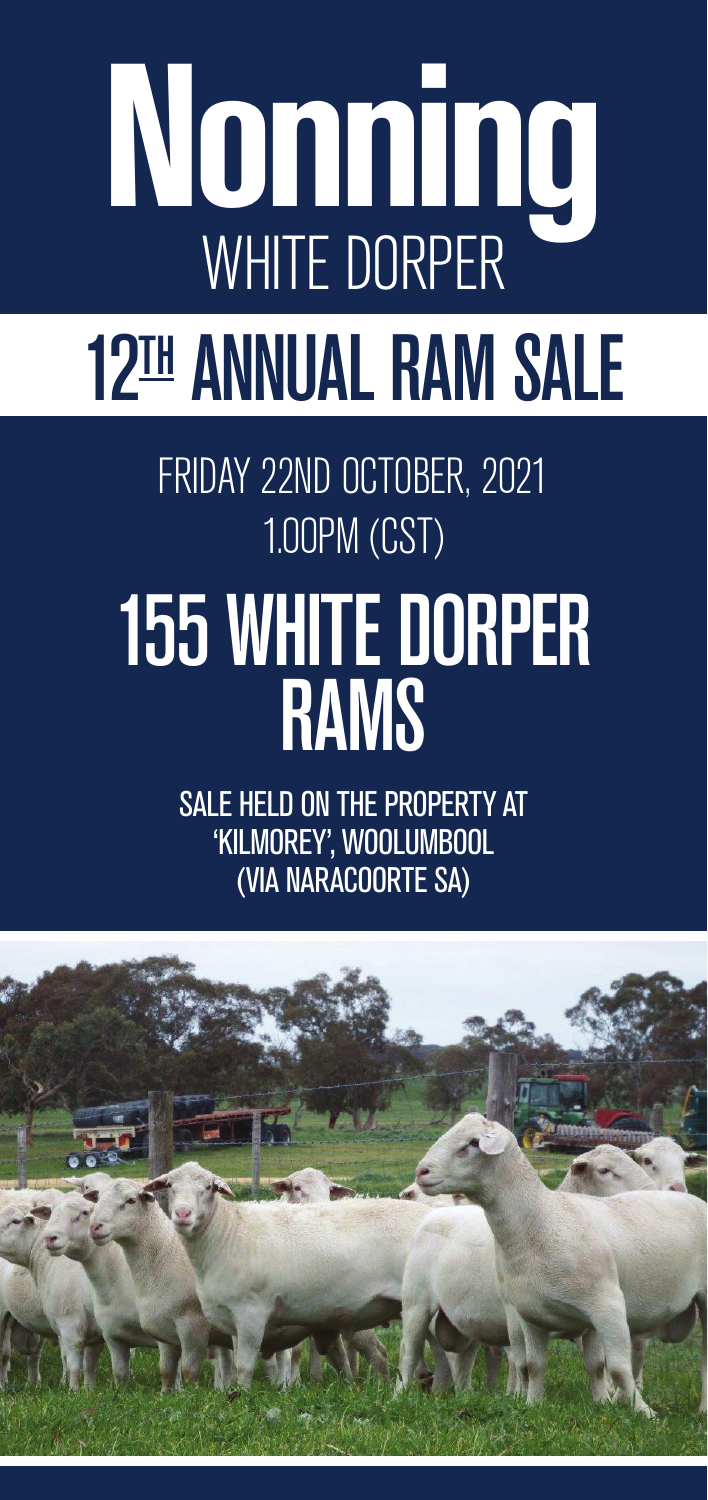# Nonning

## WHITE DORPER

# 12TH ANNUAL RAM SALE

FRIDAY 22ND OCTOBER, 2021

1.00PM (CST)

# 155 WHITE DORPER RAMS

SALE HELD ON THE PROPERTY AT
'KILMOREY', WOOLUMBOOL
(VIA NARACOORTE SA)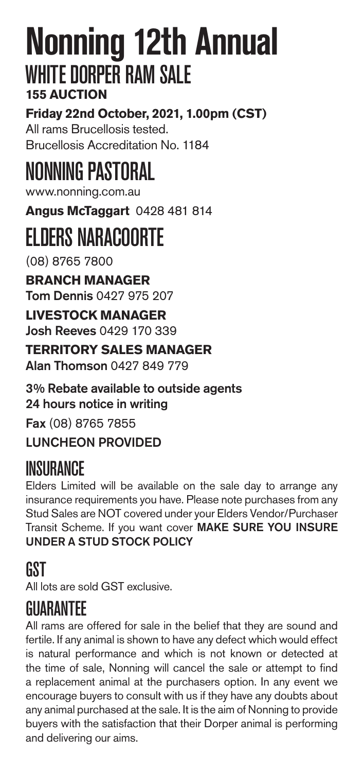# Nonning 12th Annual

## WHITE DORPER RAM SALE

**155 AUCTION**

**Friday 22nd October, 2021, 1.00pm (CST)**

All rams Brucellosis tested.
Brucellosis Accreditation No. 1184

## NONNING PASTORAL

www.nonning.com.au

**Angus McTaggart** 0428 481 814

## ELDERS NARACOORTE

(08) 8765 7800

**BRANCH MANAGER**
**Tom Dennis** 0427 975 207

**LIVESTOCK MANAGER**
**Josh Reeves** 0429 170 339

**TERRITORY SALES MANAGER**
**Alan Thomson** 0427 849 779

**3% Rebate available to outside agents**
**24 hours notice in writing**

**Fax** (08) 8765 7855

**LUNCHEON PROVIDED**

## INSURANCE

Elders Limited will be available on the sale day to arrange any insurance requirements you have. Please note purchases from any Stud Sales are NOT covered under your Elders Vendor/Purchaser Transit Scheme. If you want cover **MAKE SURE YOU INSURE UNDER A STUD STOCK POLICY**

## GST

All lots are sold GST exclusive.

## GUARANTEE

All rams are offered for sale in the belief that they are sound and fertile. If any animal is shown to have any defect which would effect is natural performance and which is not known or detected at the time of sale, Nonning will cancel the sale or attempt to find a replacement animal at the purchasers option. In any event we encourage buyers to consult with us if they have any doubts about any animal purchased at the sale. It is the aim of Nonning to provide buyers with the satisfaction that their Dorper animal is performing and delivering our aims.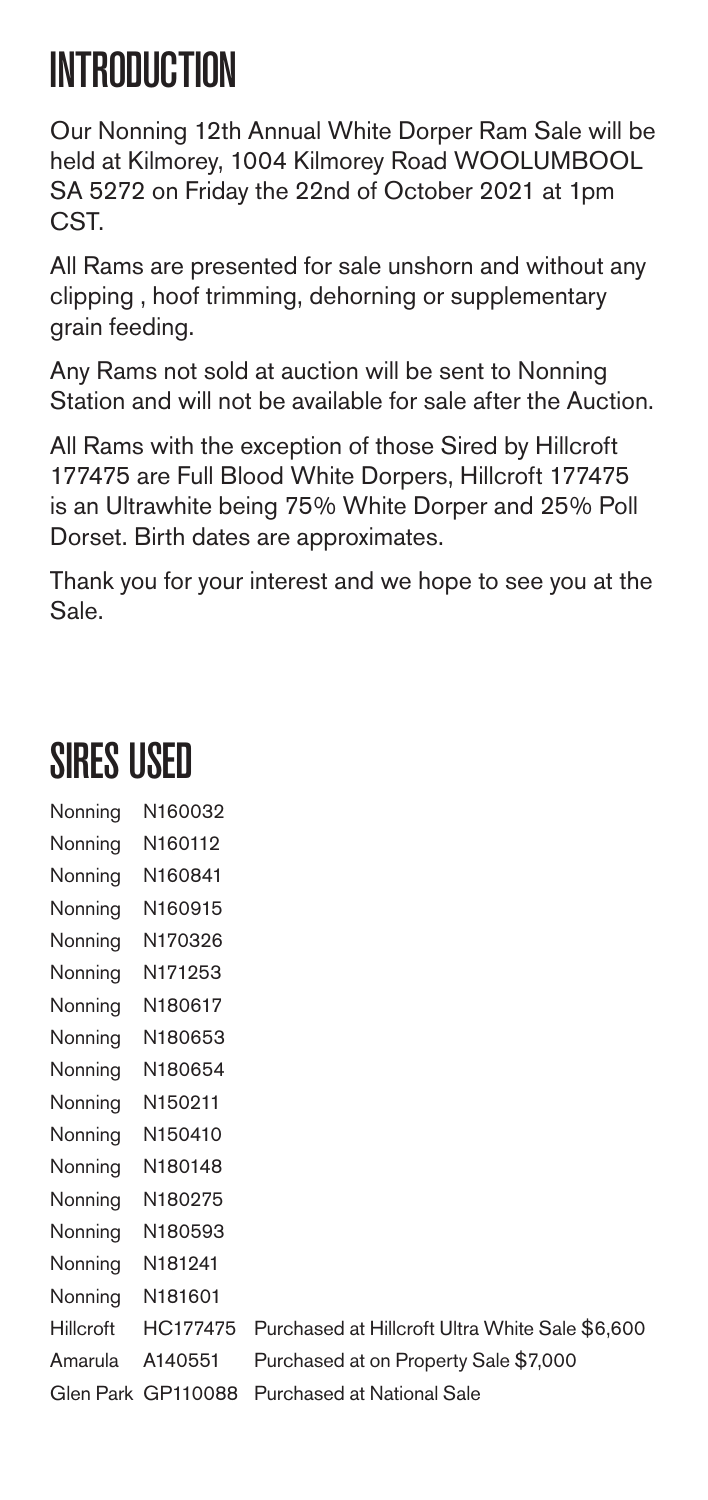# INTRODUCTION

Our Nonning 12th Annual White Dorper Ram Sale will be held at Kilmorey, 1004 Kilmorey Road WOOLUMBOOL SA 5272 on Friday the 22nd of October 2021 at 1pm CST.

All Rams are presented for sale unshorn and without any clipping , hoof trimming, dehorning or supplementary grain feeding.

Any Rams not sold at auction will be sent to Nonning Station and will not be available for sale after the Auction.

All Rams with the exception of those Sired by Hillcroft 177475 are Full Blood White Dorpers, Hillcroft 177475 is an Ultrawhite being 75% White Dorper and 25% Poll Dorset. Birth dates are approximates.

Thank you for your interest and we hope to see you at the Sale.

# SIRES USED

| | | |
|---|---|---|
| Nonning | N160032 | |
| Nonning | N160112 | |
| Nonning | N160841 | |
| Nonning | N160915 | |
| Nonning | N170326 | |
| Nonning | N171253 | |
| Nonning | N180617 | |
| Nonning | N180653 | |
| Nonning | N180654 | |
| Nonning | N150211 | |
| Nonning | N150410 | |
| Nonning | N180148 | |
| Nonning | N180275 | |
| Nonning | N180593 | |
| Nonning | N181241 | |
| Nonning | N181601 | |
| Hillcroft | HC177475 | Purchased at Hillcroft Ultra White Sale $6,600 |
| Amarula | A140551 | Purchased at on Property Sale $7,000 |
| Glen Park | GP110088 | Purchased at National Sale |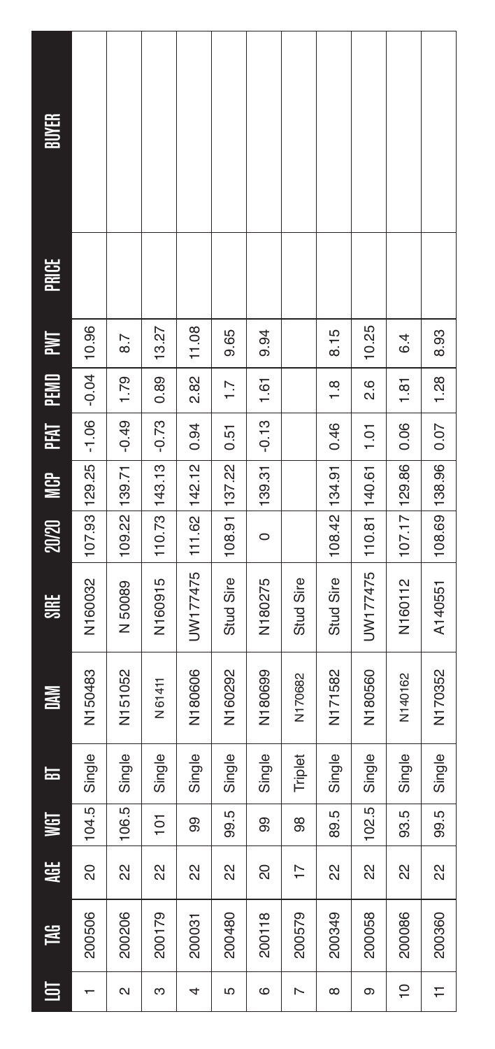| LOT | TAG | AGE | WGT | BT | DAM | SIRE | 20/20 | MCP | PFAT | PEMD | PWT | PRICE | BUYER |
|---|---|---|---|---|---|---|---|---|---|---|---|---|---|
| 1 | 200506 | 20 | 104.5 | Single | N150483 | N160032 | 107.93 | 129.25 | -1.06 | -0.04 | 10.96 | | |
| 2 | 200206 | 22 | 106.5 | Single | N151052 | N 50089 | 109.22 | 139.71 | -0.49 | 1.79 | 8.7 | | |
| 3 | 200179 | 22 | 101 | Single | N61411 | N160915 | 110.73 | 143.13 | -0.73 | 0.89 | 13.27 | | |
| 4 | 200031 | 22 | 99 | Single | N180606 | UW177475 | 111.62 | 142.12 | 0.94 | 2.82 | 11.08 | | |
| 5 | 200480 | 22 | 99.5 | Single | N160292 | Stud Sire | 108.91 | 137.22 | 0.51 | 1.7 | 9.65 | | |
| 6 | 200118 | 20 | 99 | Single | N180699 | N180275 | 0 | 139.31 | -0.13 | 1.61 | 9.94 | | |
| 7 | 200579 | 17 | 98 | Triplet | N170682 | Stud Sire | | | | | | | |
| 8 | 200349 | 22 | 89.5 | Single | N171582 | Stud Sire | 108.42 | 134.91 | 0.46 | 1.8 | 8.15 | | |
| 9 | 200058 | 22 | 102.5 | Single | N180560 | UW177475 | 110.81 | 140.61 | 1.01 | 2.6 | 10.25 | | |
| 10 | 200086 | 22 | 93.5 | Single | N140162 | N160112 | 107.17 | 129.86 | 0.06 | 1.81 | 6.4 | | |
| 11 | 200360 | 22 | 99.5 | Single | N170352 | A140551 | 108.69 | 138.96 | 0.07 | 1.28 | 8.93 | | |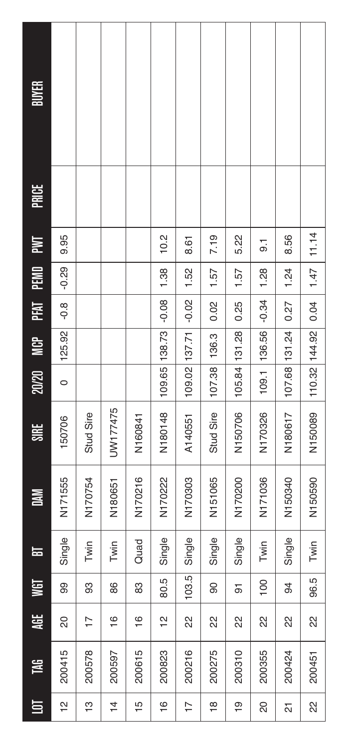| LOT | TAG | AGE | WGT | BT | DAM | SIRE | 20/20 | MCP | PFAT | PEMD | PWT | PRICE | BUYER |
|---|---|---|---|---|---|---|---|---|---|---|---|---|---|
| 12 | 200415 | 20 | 99 | Single | N171555 | 150706 | 0 | 125.92 | -0.8 | -0.29 | 9.95 | | |
| 13 | 200578 | 17 | 93 | Twin | N170754 | Stud Sire | | | | | | | |
| 14 | 200597 | 16 | 86 | Twin | N180651 | UW177475 | | | | | | | |
| 15 | 200615 | 16 | 83 | Quad | N170216 | N160841 | | | | | | | |
| 16 | 200823 | 12 | 80.5 | Single | N170222 | N180148 | 109.65 | 138.73 | -0.08 | 1.38 | 10.2 | | |
| 17 | 200216 | 22 | 103.5 | Single | N170303 | A140551 | 109.02 | 137.71 | -0.02 | 1.52 | 8.61 | | |
| 18 | 200275 | 22 | 90 | Single | N151065 | Stud Sire | 107.38 | 136.3 | 0.02 | 1.57 | 7.19 | | |
| 19 | 200310 | 22 | 91 | Single | N170200 | N150706 | 105.84 | 131.28 | 0.25 | 1.57 | 5.22 | | |
| 20 | 200355 | 22 | 100 | Twin | N171036 | N170326 | 109.1 | 136.56 | -0.34 | 1.28 | 9.1 | | |
| 21 | 200424 | 22 | 94 | Single | N150340 | N180617 | 107.68 | 131.24 | 0.27 | 1.24 | 8.56 | | |
| 22 | 200451 | 22 | 96.5 | Twin | N150590 | N150089 | 110.32 | 144.92 | 0.04 | 1.47 | 11.14 | | |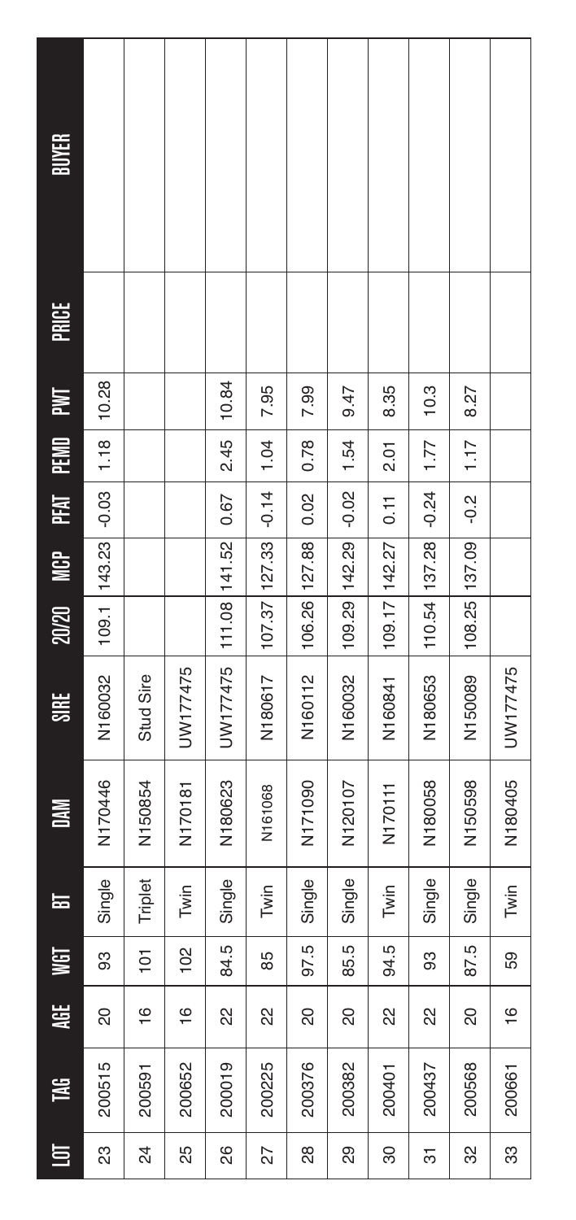| LOT | TAG | AGE | WGT | BT | DAM | SIRE | 20/20 | MCP | PFAT | PEMD | PWT | PRICE | BUYER |
|---|---|---|---|---|---|---|---|---|---|---|---|---|---|
| 23 | 200515 | 20 | 93 | Single | N170446 | N160032 | 109.1 | 143.23 | -0.03 | 1.18 | 10.28 | | |
| 24 | 200591 | 16 | 101 | Triplet | N150854 | Stud Sire | | | | | | | |
| 25 | 200652 | 16 | 102 | Twin | N170181 | UW177475 | | | | | | | |
| 26 | 200019 | 22 | 84.5 | Single | N180623 | UW177475 | 111.08 | 141.52 | 0.67 | 2.45 | 10.84 | | |
| 27 | 200225 | 22 | 85 | Twin | N161068 | N180617 | 107.37 | 127.33 | -0.14 | 1.04 | 7.95 | | |
| 28 | 200376 | 20 | 97.5 | Single | N171090 | N160112 | 106.26 | 127.88 | 0.02 | 0.78 | 7.99 | | |
| 29 | 200382 | 20 | 85.5 | Single | N120107 | N160032 | 109.29 | 142.29 | -0.02 | 1.54 | 9.47 | | |
| 30 | 200401 | 22 | 94.5 | Twin | N170111 | N160841 | 109.17 | 142.27 | 0.11 | 2.01 | 8.35 | | |
| 31 | 200437 | 22 | 93 | Single | N180058 | N180653 | 110.54 | 137.28 | -0.24 | 1.77 | 10.3 | | |
| 32 | 200568 | 20 | 87.5 | Single | N150598 | N150089 | 108.25 | 137.09 | -0.2 | 1.17 | 8.27 | | |
| 33 | 200661 | 16 | 59 | Twin | N180405 | UW177475 | | | | | | | |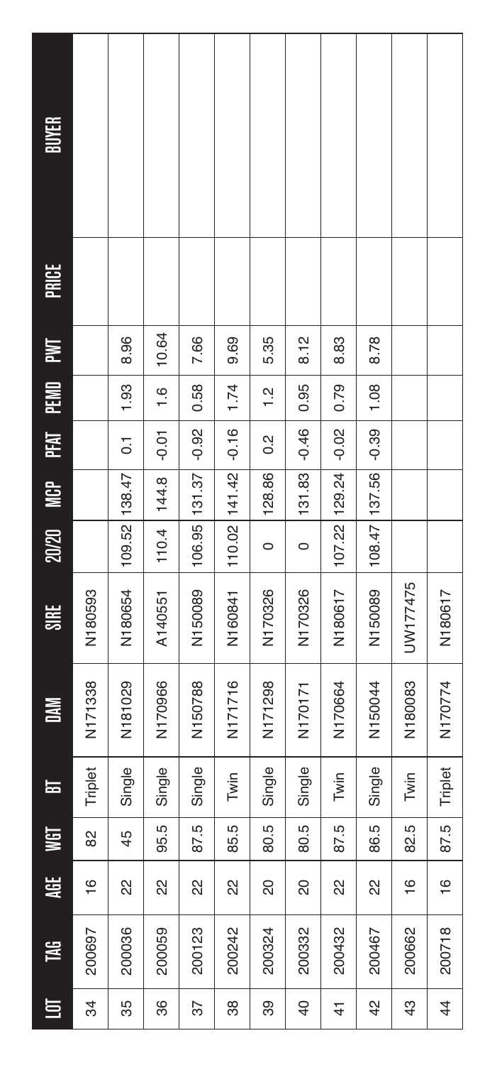| LOT | TAG | AGE | WGT | BT | DAM | SIRE | 20/20 | MCP | PFAT | PEMD | PWT | PRICE | BUYER |
|---|---|---|---|---|---|---|---|---|---|---|---|---|---|
| 34 | 200697 | 16 | 82 | Triplet | N171338 | N180593 | | | | | | | |
| 35 | 200036 | 22 | 45 | Single | N181029 | N180654 | 109.52 | 138.47 | 0.1 | 1.93 | 8.96 | | |
| 36 | 200059 | 22 | 95.5 | Single | N170966 | A140551 | 110.4 | 144.8 | -0.01 | 1.6 | 10.64 | | |
| 37 | 200123 | 22 | 87.5 | Single | N150788 | N150089 | 106.95 | 131.37 | -0.92 | 0.58 | 7.66 | | |
| 38 | 200242 | 22 | 85.5 | Twin | N171716 | N160841 | 110.02 | 141.42 | -0.16 | 1.74 | 9.69 | | |
| 39 | 200324 | 20 | 80.5 | Single | N171298 | N170326 | 0 | 128.86 | 0.2 | 1.2 | 5.35 | | |
| 40 | 200332 | 20 | 80.5 | Single | N170171 | N170326 | 0 | 131.83 | -0.46 | 0.95 | 8.12 | | |
| 41 | 200432 | 22 | 87.5 | Twin | N170664 | N180617 | 107.22 | 129.24 | -0.02 | 0.79 | 8.83 | | |
| 42 | 200467 | 22 | 86.5 | Single | N150044 | N150089 | 108.47 | 137.56 | -0.39 | 1.08 | 8.78 | | |
| 43 | 200662 | 16 | 82.5 | Twin | N180083 | UW177475 | | | | | | | |
| 44 | 200718 | 16 | 87.5 | Triplet | N170774 | N180617 | | | | | | | |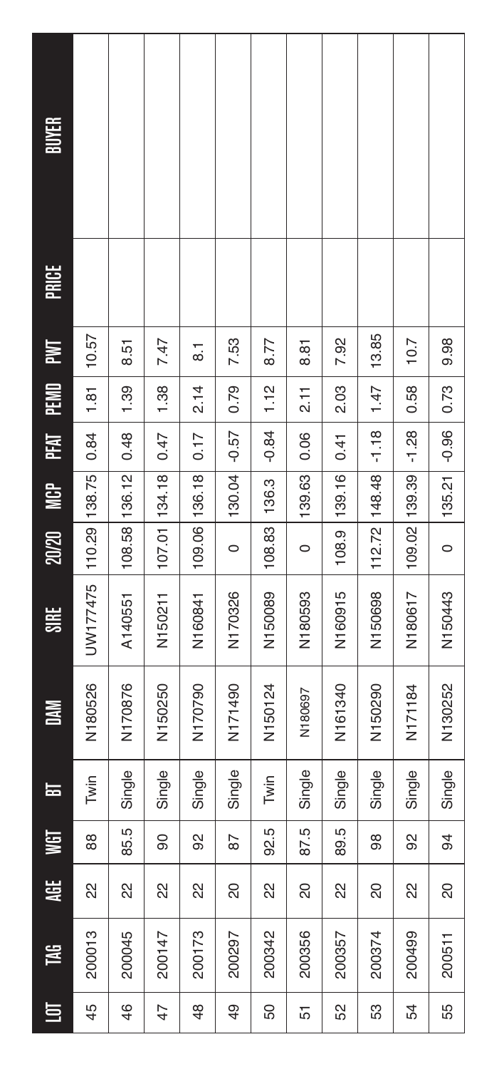| LOT | TAG | AGE | WGT | BT | DAM | SIRE | 20/20 | MCP | PFAT | PEMD | PWT | PRICE | BUYER |
|---|---|---|---|---|---|---|---|---|---|---|---|---|---|
| 45 | 200013 | 22 | 88 | Twin | N180526 | UW177475 | 110.29 | 138.75 | 0.84 | 1.81 | 10.57 | | |
| 46 | 200045 | 22 | 85.5 | Single | N170876 | A140551 | 108.58 | 136.12 | 0.48 | 1.39 | 8.51 | | |
| 47 | 200147 | 22 | 90 | Single | N150250 | N150211 | 107.01 | 134.18 | 0.47 | 1.38 | 7.47 | | |
| 48 | 200173 | 22 | 92 | Single | N170790 | N160841 | 109.06 | 136.18 | 0.17 | 2.14 | 8.1 | | |
| 49 | 200297 | 20 | 87 | Single | N171490 | N170326 | 0 | 130.04 | -0.57 | 0.79 | 7.53 | | |
| 50 | 200342 | 22 | 92.5 | Twin | N150124 | N150089 | 108.83 | 136.3 | -0.84 | 1.12 | 8.77 | | |
| 51 | 200356 | 20 | 87.5 | Single | N180697 | N180593 | 0 | 139.63 | 0.06 | 2.11 | 8.81 | | |
| 52 | 200357 | 22 | 89.5 | Single | N161340 | N160915 | 108.9 | 139.16 | 0.41 | 2.03 | 7.92 | | |
| 53 | 200374 | 20 | 98 | Single | N150290 | N150698 | 112.72 | 148.48 | -1.18 | 1.47 | 13.85 | | |
| 54 | 200499 | 22 | 92 | Single | N171184 | N180617 | 109.02 | 139.39 | -1.28 | 0.58 | 10.7 | | |
| 55 | 200511 | 20 | 94 | Single | N130252 | N150443 | 0 | 135.21 | -0.96 | 0.73 | 9.98 | | |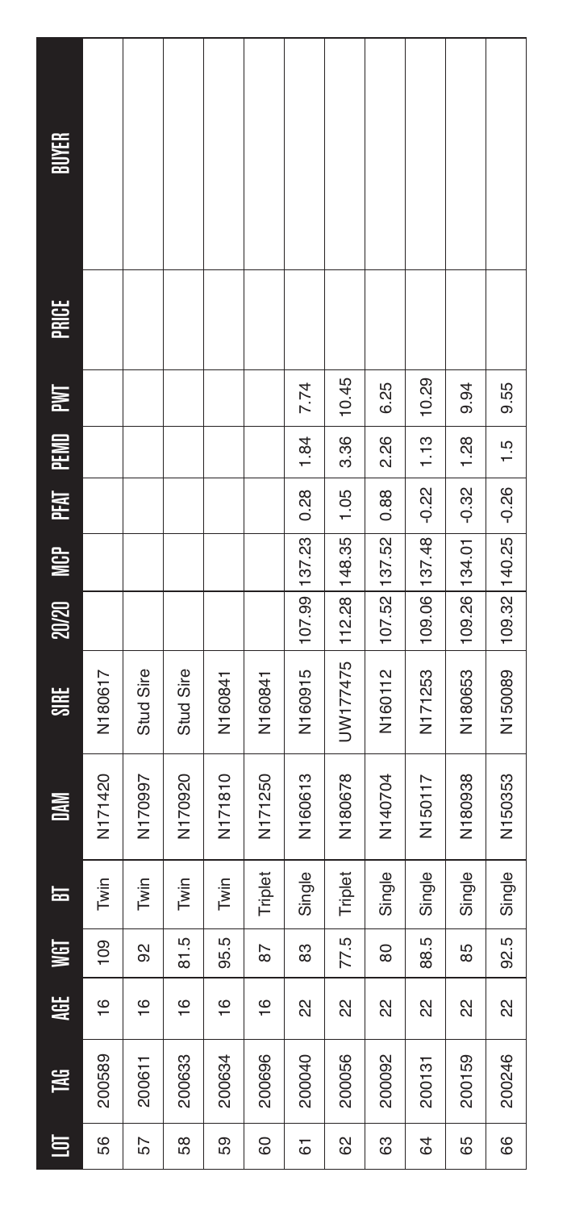| LOT | TAG | AGE | WGT | BT | DAM | SIRE | 20/20 | MCP | PFAT | PEMD | PWT | PRICE | BUYER |
|---|---|---|---|---|---|---|---|---|---|---|---|---|---|
| 56 | 200589 | 16 | 109 | Twin | N171420 | N180617 | | | | | | | |
| 57 | 200611 | 16 | 92 | Twin | N170997 | Stud Sire | | | | | | | |
| 58 | 200633 | 16 | 81.5 | Twin | N170920 | Stud Sire | | | | | | | |
| 59 | 200634 | 16 | 95.5 | Twin | N171810 | N160841 | | | | | | | |
| 60 | 200696 | 16 | 87 | Triplet | N171250 | N160841 | | | | | | | |
| 61 | 200040 | 22 | 83 | Single | N160613 | N160915 | 107.99 | 137.23 | 0.28 | 1.84 | 7.74 | | |
| 62 | 200056 | 22 | 77.5 | Triplet | N180678 | UW177475 | 112.28 | 148.35 | 1.05 | 3.36 | 10.45 | | |
| 63 | 200092 | 22 | 80 | Single | N140704 | N160112 | 107.52 | 137.52 | 0.88 | 2.26 | 6.25 | | |
| 64 | 200131 | 22 | 88.5 | Single | N150117 | N171253 | 109.06 | 137.48 | -0.22 | 1.13 | 10.29 | | |
| 65 | 200159 | 22 | 85 | Single | N180938 | N180653 | 109.26 | 134.01 | -0.32 | 1.28 | 9.94 | | |
| 66 | 200246 | 22 | 92.5 | Single | N150353 | N150089 | 109.32 | 140.25 | -0.26 | 1.5 | 9.55 | | |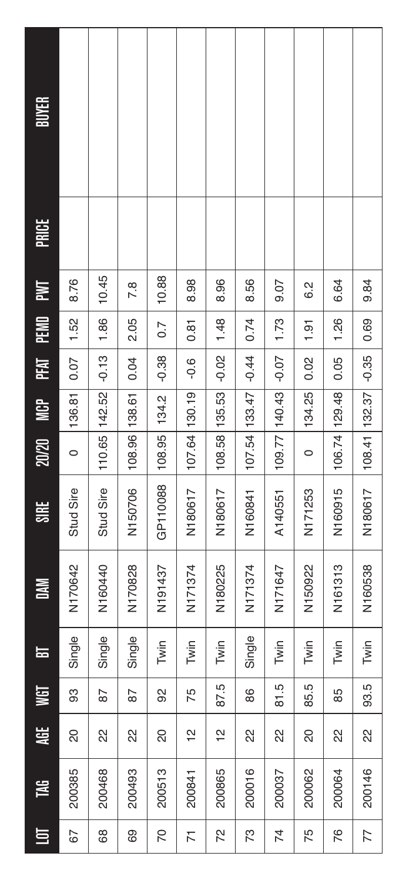| LOT | TAG | AGE | WGT | BT | DAM | SIRE | 20/20 | MCP | PFAT | PEMD | PWT | PRICE | BUYER |
|---|---|---|---|---|---|---|---|---|---|---|---|---|---|
| 67 | 200385 | 20 | 93 | Single | N170642 | Stud Sire | 0 | 136.81 | 0.07 | 1.52 | 8.76 | | |
| 68 | 200468 | 22 | 87 | Single | N160440 | Stud Sire | 110.65 | 142.52 | -0.13 | 1.86 | 10.45 | | |
| 69 | 200493 | 22 | 87 | Single | N170828 | N150706 | 108.96 | 138.61 | 0.04 | 2.05 | 7.8 | | |
| 70 | 200513 | 20 | 92 | Twin | N191437 | GP110088 | 108.95 | 134.2 | -0.38 | 0.7 | 10.88 | | |
| 71 | 200841 | 12 | 75 | Twin | N171374 | N180617 | 107.64 | 130.19 | -0.6 | 0.81 | 8.98 | | |
| 72 | 200865 | 12 | 87.5 | Twin | N180225 | N180617 | 108.58 | 135.53 | -0.02 | 1.48 | 8.96 | | |
| 73 | 200016 | 22 | 86 | Single | N171374 | N160841 | 107.54 | 133.47 | -0.44 | 0.74 | 8.56 | | |
| 74 | 200037 | 22 | 81.5 | Twin | N171647 | A140551 | 109.77 | 140.43 | -0.07 | 1.73 | 9.07 | | |
| 75 | 200062 | 20 | 85.5 | Twin | N150922 | N171253 | 0 | 134.25 | 0.02 | 1.91 | 6.2 | | |
| 76 | 200064 | 22 | 85 | Twin | N161313 | N160915 | 106.74 | 129.48 | 0.05 | 1.26 | 6.64 | | |
| 77 | 200146 | 22 | 93.5 | Twin | N160538 | N180617 | 108.41 | 132.37 | -0.35 | 0.69 | 9.84 | | |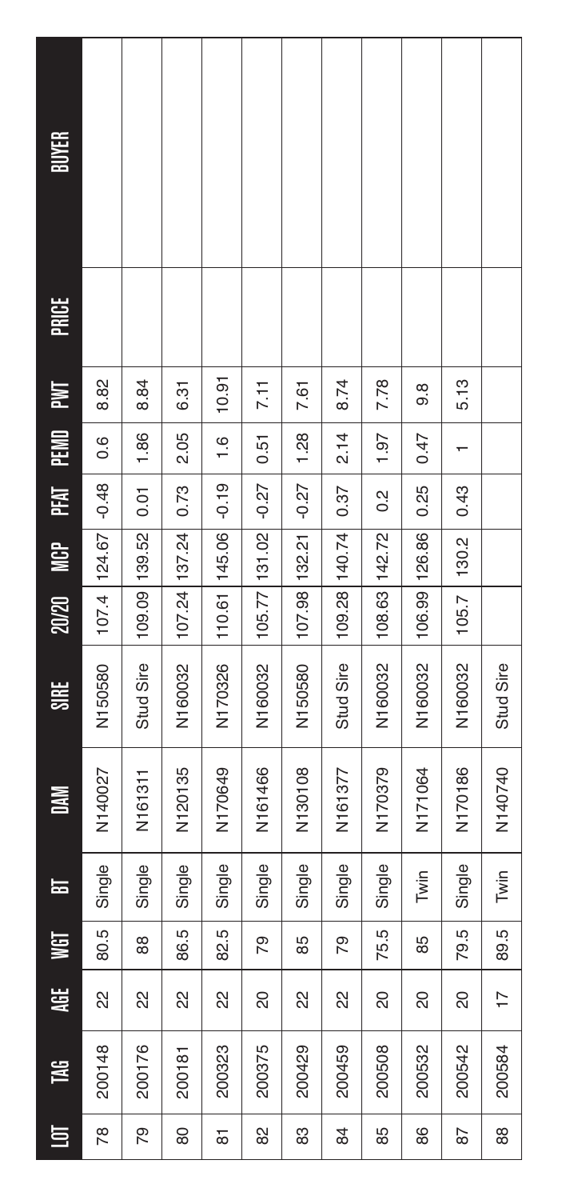| LOT | TAG | AGE | WGT | BT | DAM | SIRE | 20/20 | MCP | PFAT | PEMD | PWT | PRICE | BUYER |
|---|---|---|---|---|---|---|---|---|---|---|---|---|---|
| 78 | 200148 | 22 | 80.5 | Single | N140027 | N150580 | 107.4 | 124.67 | -0.48 | 0.6 | 8.82 | | |
| 79 | 200176 | 22 | 88 | Single | N161311 | Stud Sire | 109.09 | 139.52 | 0.01 | 1.86 | 8.84 | | |
| 80 | 200181 | 22 | 86.5 | Single | N120135 | N160032 | 107.24 | 137.24 | 0.73 | 2.05 | 6.31 | | |
| 81 | 200323 | 22 | 82.5 | Single | N170649 | N170326 | 110.61 | 145.06 | -0.19 | 1.6 | 10.91 | | |
| 82 | 200375 | 20 | 79 | Single | N161466 | N160032 | 105.77 | 131.02 | -0.27 | 0.51 | 7.11 | | |
| 83 | 200429 | 22 | 85 | Single | N130108 | N150580 | 107.98 | 132.21 | -0.27 | 1.28 | 7.61 | | |
| 84 | 200459 | 22 | 79 | Single | N161377 | Stud Sire | 109.28 | 140.74 | 0.37 | 2.14 | 8.74 | | |
| 85 | 200508 | 20 | 75.5 | Single | N170379 | N160032 | 108.63 | 142.72 | 0.2 | 1.97 | 7.78 | | |
| 86 | 200532 | 20 | 85 | Twin | N171064 | N160032 | 106.99 | 126.86 | 0.25 | 0.47 | 9.8 | | |
| 87 | 200542 | 20 | 79.5 | Single | N170186 | N160032 | 105.7 | 130.2 | 0.43 | 1 | 5.13 | | |
| 88 | 200584 | 17 | 89.5 | Twin | N140740 | Stud Sire | | | | | | | |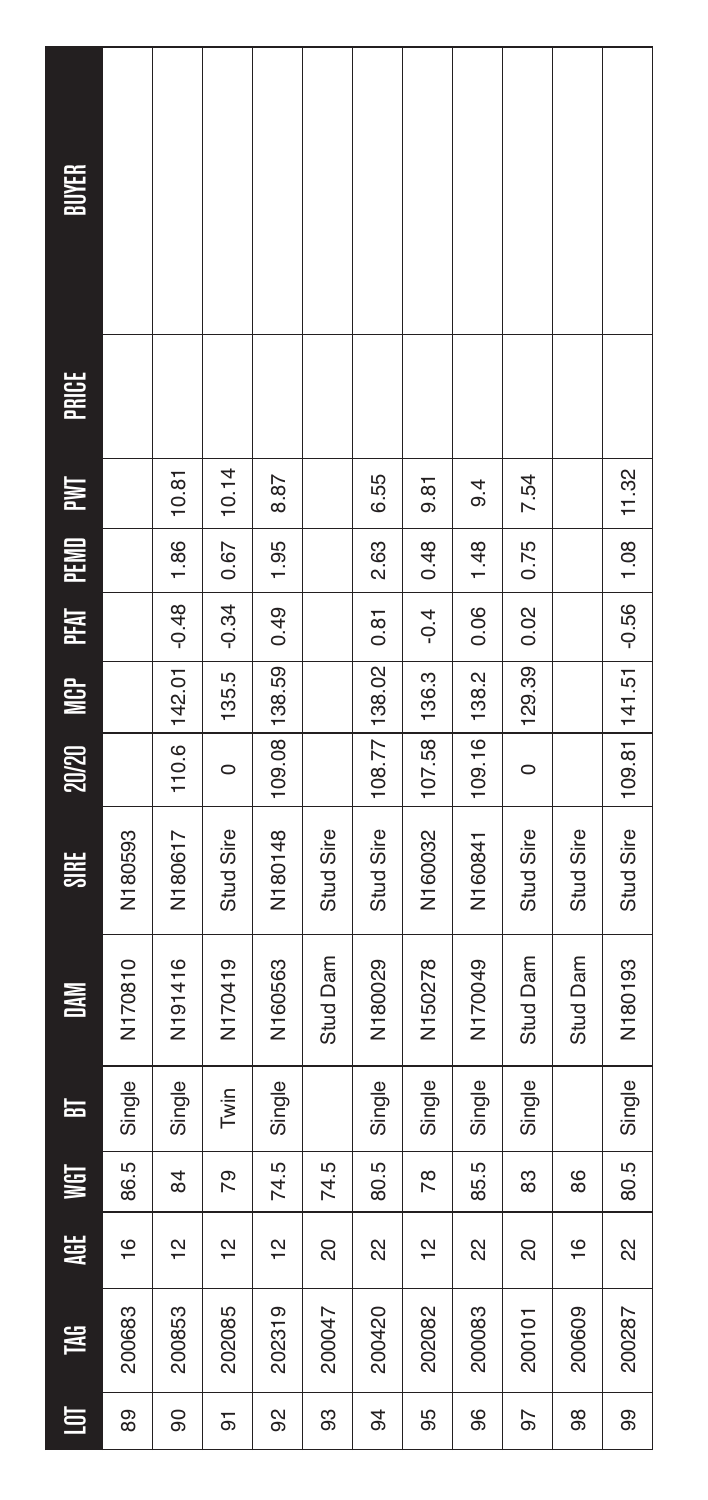| LOT | TAG | AGE | WGT | BT | DAM | SIRE | 20/20 | MCP | PFAT | PEMD | PWT | PRICE | BUYER |
|---|---|---|---|---|---|---|---|---|---|---|---|---|---|
| 89 | 200683 | 16 | 86.5 | Single | N170810 | N180593 | | | | | | | |
| 90 | 200853 | 12 | 84 | Single | N191416 | N180617 | 110.6 | 142.01 | -0.48 | 1.86 | 10.81 | | |
| 91 | 202085 | 12 | 79 | Twin | N170419 | Stud Sire | 0 | 135.5 | -0.34 | 0.67 | 10.14 | | |
| 92 | 202319 | 12 | 74.5 | Single | N160563 | N180148 | 109.08 | 138.59 | 0.49 | 1.95 | 8.87 | | |
| 93 | 200047 | 20 | 74.5 | | Stud Dam | Stud Sire | | | | | | | |
| 94 | 200420 | 22 | 80.5 | Single | N180029 | Stud Sire | 108.77 | 138.02 | 0.81 | 2.63 | 6.55 | | |
| 95 | 202082 | 12 | 78 | Single | N150278 | N160032 | 107.58 | 136.3 | -0.4 | 0.48 | 9.81 | | |
| 96 | 200083 | 22 | 85.5 | Single | N170049 | N160841 | 109.16 | 138.2 | 0.06 | 1.48 | 9.4 | | |
| 97 | 200101 | 20 | 83 | Single | Stud Dam | Stud Sire | 0 | 129.39 | 0.02 | 0.75 | 7.54 | | |
| 98 | 200609 | 16 | 86 | | Stud Dam | Stud Sire | | | | | | | |
| 99 | 200287 | 22 | 80.5 | Single | N180193 | Stud Sire | 109.81 | 141.51 | -0.56 | 1.08 | 11.32 | | |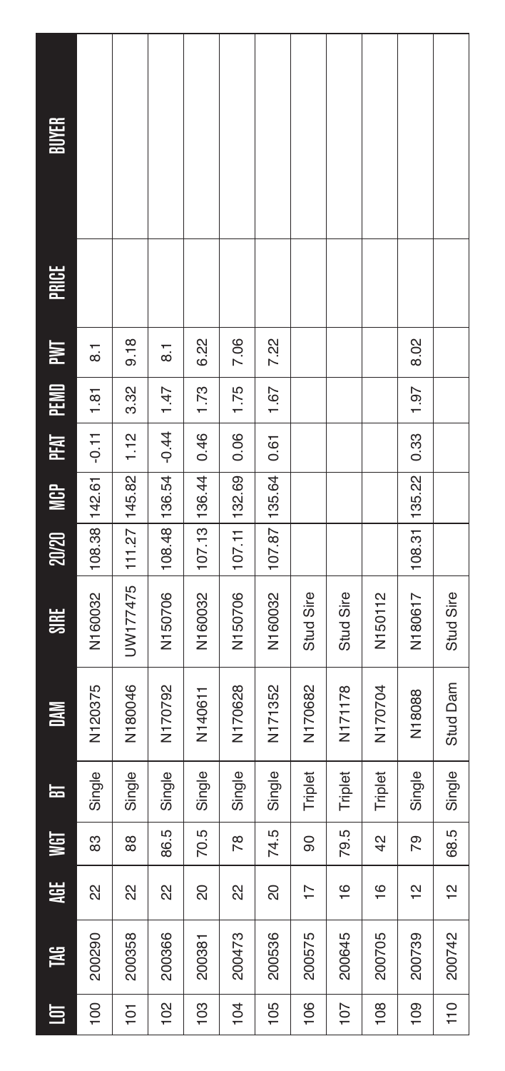| LOT | TAG | AGE | WGT | BT | DAM | SIRE | 20/20 | MCP | PFAT | PEMD | PWT | PRICE | BUYER |
|---|---|---|---|---|---|---|---|---|---|---|---|---|---|
| 100 | 200290 | 22 | 83 | Single | N120375 | N160032 | 108.38 | 142.61 | -0.11 | 1.81 | 8.1 | | |
| 101 | 200358 | 22 | 88 | Single | N180046 | UW177475 | 111.27 | 145.82 | 1.12 | 3.32 | 9.18 | | |
| 102 | 200366 | 22 | 86.5 | Single | N170792 | N150706 | 108.48 | 136.54 | -0.44 | 1.47 | 8.1 | | |
| 103 | 200381 | 20 | 70.5 | Single | N140611 | N160032 | 107.13 | 136.44 | 0.46 | 1.73 | 6.22 | | |
| 104 | 200473 | 22 | 78 | Single | N170628 | N150706 | 107.11 | 132.69 | 0.06 | 1.75 | 7.06 | | |
| 105 | 200536 | 20 | 74.5 | Single | N171352 | N160032 | 107.87 | 135.64 | 0.61 | 1.67 | 7.22 | | |
| 106 | 200575 | 17 | 90 | Triplet | N170682 | Stud Sire | | | | | | | |
| 107 | 200645 | 16 | 79.5 | Triplet | N171178 | Stud Sire | | | | | | | |
| 108 | 200705 | 16 | 42 | Triplet | N170704 | N150112 | | | | | | | |
| 109 | 200739 | 12 | 79 | Single | N18088 | N180617 | 108.31 | 135.22 | 0.33 | 1.97 | 8.02 | | |
| 110 | 200742 | 12 | 68.5 | Single | Stud Dam | Stud Sire | | | | | | | |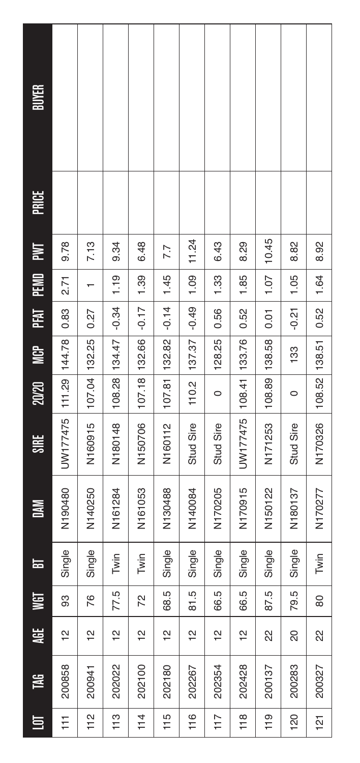| LOT | TAG | AGE | WGT | BT | DAM | SIRE | 20/20 | MCP | PFAT | PEMD | PWT | PRICE | BUYER |
|---|---|---|---|---|---|---|---|---|---|---|---|---|---|
| 111 | 200858 | 12 | 93 | Single | N190480 | UW177475 | 111.29 | 144.78 | 0.83 | 2.71 | 9.78 | | |
| 112 | 200941 | 12 | 76 | Single | N140250 | N160915 | 107.04 | 132.25 | 0.27 | 1 | 7.13 | | |
| 113 | 202022 | 12 | 77.5 | Twin | N161284 | N180148 | 108.28 | 134.47 | -0.34 | 1.19 | 9.34 | | |
| 114 | 202100 | 12 | 72 | Twin | N161053 | N150706 | 107.18 | 132.66 | -0.17 | 1.39 | 6.48 | | |
| 115 | 202180 | 12 | 68.5 | Single | N130488 | N160112 | 107.81 | 132.82 | -0.14 | 1.45 | 7.7 | | |
| 116 | 202267 | 12 | 81.5 | Single | N140084 | Stud Sire | 110.2 | 137.37 | -0.49 | 1.09 | 11.24 | | |
| 117 | 202354 | 12 | 66.5 | Single | N170205 | Stud Sire | 0 | 128.25 | 0.56 | 1.33 | 6.43 | | |
| 118 | 202428 | 12 | 66.5 | Single | N170915 | UW177475 | 108.41 | 133.76 | 0.52 | 1.85 | 8.29 | | |
| 119 | 200137 | 22 | 87.5 | Single | N150122 | N171253 | 108.89 | 138.58 | 0.01 | 1.07 | 10.45 | | |
| 120 | 200283 | 20 | 79.5 | Single | N180137 | Stud Sire | 0 | 133 | -0.21 | 1.05 | 8.82 | | |
| 121 | 200327 | 22 | 80 | Twin | N170277 | N170326 | 108.52 | 138.51 | 0.52 | 1.64 | 8.92 | | |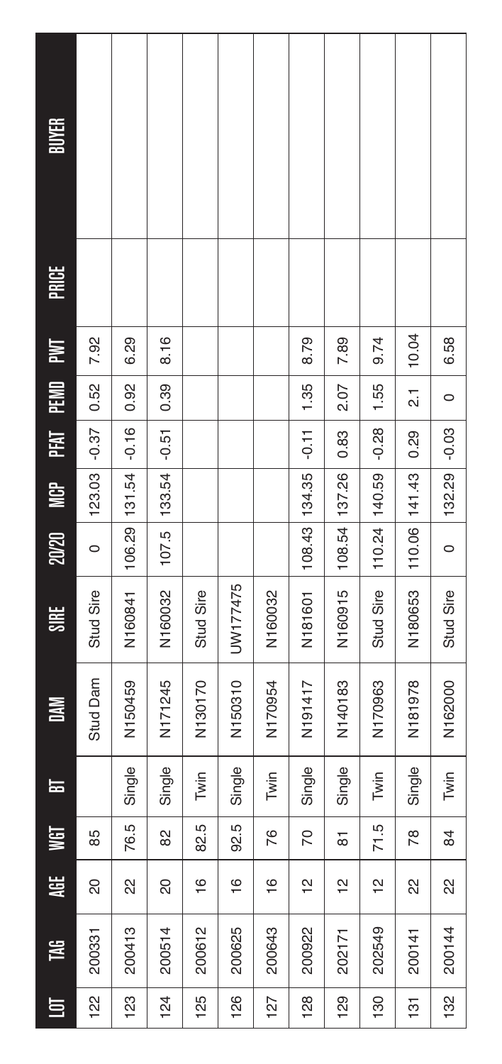| LOT | TAG | AGE | WGT | BT | DAM | SIRE | 20/20 | MCP | PFAT | PEMD | PWT | PRICE | BUYER |
|---|---|---|---|---|---|---|---|---|---|---|---|---|---|
| 122 | 200331 | 20 | 85 | | Stud Dam | Stud Sire | 0 | 123.03 | -0.37 | 0.52 | 7.92 | | |
| 123 | 200413 | 22 | 76.5 | Single | N150459 | N160841 | 106.29 | 131.54 | -0.16 | 0.92 | 6.29 | | |
| 124 | 200514 | 20 | 82 | Single | N171245 | N160032 | 107.5 | 133.54 | -0.51 | 0.39 | 8.16 | | |
| 125 | 200612 | 16 | 82.5 | Twin | N130170 | Stud Sire | | | | | | | |
| 126 | 200625 | 16 | 92.5 | Single | N150310 | UW177475 | | | | | | | |
| 127 | 200643 | 16 | 76 | Twin | N170954 | N160032 | | | | | | | |
| 128 | 200922 | 12 | 70 | Single | N191417 | N181601 | 108.43 | 134.35 | -0.11 | 1.35 | 8.79 | | |
| 129 | 202171 | 12 | 81 | Single | N140183 | N160915 | 108.54 | 137.26 | 0.83 | 2.07 | 7.89 | | |
| 130 | 202549 | 12 | 71.5 | Twin | N170963 | Stud Sire | 110.24 | 140.59 | -0.28 | 1.55 | 9.74 | | |
| 131 | 200141 | 22 | 78 | Single | N181978 | N180653 | 110.06 | 141.43 | 0.29 | 2.1 | 10.04 | | |
| 132 | 200144 | 22 | 84 | Twin | N162000 | Stud Sire | 0 | 132.29 | -0.03 | 0 | 6.58 | | |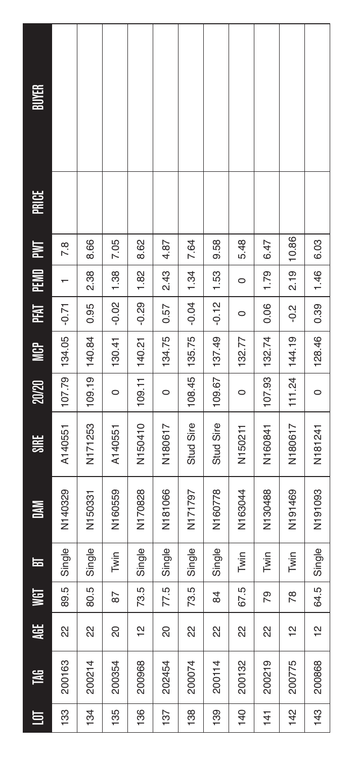| LOT | TAG | AGE | WGT | BT | DAM | SIRE | 20/20 | MCP | PFAT | PEMD | PWT | PRICE | BUYER |
| --- | --- | --- | --- | --- | --- | --- | --- | --- | --- | --- | --- | --- | --- |
| 133 | 200163 | 22 | 89.5 | Single | N140329 | A140551 | 107.79 | 134.05 | -0.71 | 1 | 7.8 | | |
| 134 | 200214 | 22 | 80.5 | Single | N150331 | N171253 | 109.19 | 140.84 | 0.95 | 2.38 | 8.66 | | |
| 135 | 200354 | 20 | 87 | Twin | N160559 | A140551 | 0 | 130.41 | -0.02 | 1.38 | 7.05 | | |
| 136 | 200968 | 12 | 73.5 | Single | N170828 | N150410 | 109.11 | 140.21 | -0.29 | 1.82 | 8.62 | | |
| 137 | 202454 | 20 | 77.5 | Single | N181066 | N180617 | 0 | 134.75 | 0.57 | 2.43 | 4.87 | | |
| 138 | 200074 | 22 | 73.5 | Single | N171797 | Stud Sire | 108.45 | 135.75 | -0.04 | 1.34 | 7.64 | | |
| 139 | 200114 | 22 | 84 | Single | N160778 | Stud Sire | 109.67 | 137.49 | -0.12 | 1.53 | 9.58 | | |
| 140 | 200132 | 22 | 67.5 | Twin | N163044 | N150211 | 0 | 132.77 | 0 | 0 | 5.48 | | |
| 141 | 200219 | 22 | 79 | Twin | N130488 | N160841 | 107.93 | 132.74 | 0.06 | 1.79 | 6.47 | | |
| 142 | 200775 | 12 | 78 | Twin | N191469 | N180617 | 111.24 | 144.19 | -0.2 | 2.19 | 10.86 | | |
| 143 | 200868 | 12 | 64.5 | Single | N191093 | N181241 | 0 | 128.46 | 0.39 | 1.46 | 6.03 | | |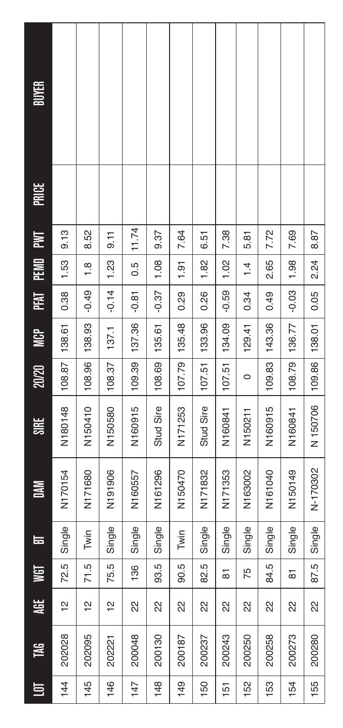| LOT | TAG | AGE | WGT | BT | DAM | SIRE | 20/20 | MCP | PFAT | PEMD | PWT | PRICE | BUYER |
|---|---|---|---|---|---|---|---|---|---|---|---|---|---|
| 144 | 202028 | 12 | 72.5 | Single | N170154 | N180148 | 108.87 | 138.61 | 0.38 | 1.53 | 9.13 | | |
| 145 | 202095 | 12 | 71.5 | Twin | N171680 | N150410 | 108.96 | 138.93 | -0.49 | 1.8 | 8.52 | | |
| 146 | 202221 | 12 | 75.5 | Single | N191906 | N150580 | 108.37 | 137.1 | -0.14 | 1.23 | 9.11 | | |
| 147 | 200048 | 22 | 136 | Single | N160557 | N160915 | 109.39 | 137.36 | -0.81 | 0.5 | 11.74 | | |
| 148 | 200130 | 22 | 93.5 | Single | N161296 | Stud Sire | 108.69 | 135.61 | -0.37 | 1.08 | 9.37 | | |
| 149 | 200187 | 22 | 90.5 | Twin | N150470 | N171253 | 107.79 | 135.48 | 0.29 | 1.91 | 7.64 | | |
| 150 | 200237 | 22 | 82.5 | Single | N171832 | Stud Sire | 107.51 | 133.96 | 0.26 | 1.82 | 6.51 | | |
| 151 | 200243 | 22 | 81 | Single | N171353 | N160841 | 107.51 | 134.09 | -0.59 | 1.02 | 7.38 | | |
| 152 | 200250 | 22 | 75 | Single | N163002 | N150211 | 0 | 129.41 | 0.34 | 1.4 | 5.81 | | |
| 153 | 200258 | 22 | 84.5 | Single | N161040 | N160915 | 109.83 | 143.36 | 0.49 | 2.65 | 7.72 | | |
| 154 | 200273 | 22 | 81 | Single | N150149 | N160841 | 108.79 | 136.77 | -0.03 | 1.98 | 7.69 | | |
| 155 | 200280 | 22 | 87.5 | Single | N-170302 | N 150706 | 109.86 | 138.01 | 0.05 | 2.24 | 8.87 | | |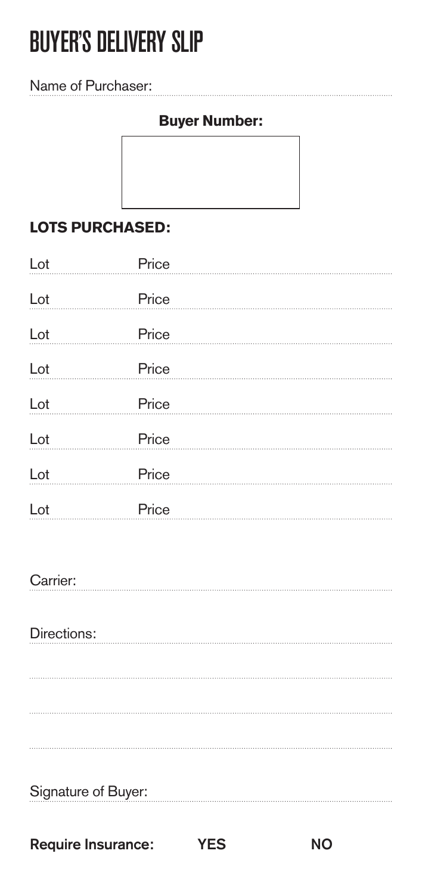# BUYER'S DELIVERY SLIP

Name of Purchaser:

**Buyer Number:**

## LOTS PURCHASED:

Lot Price

Lot Price

Lot Price

Lot Price

Lot Price

Lot Price

Lot Price

Lot Price

Carrier:

Directions:

Signature of Buyer:

**Require Insurance: YES NO**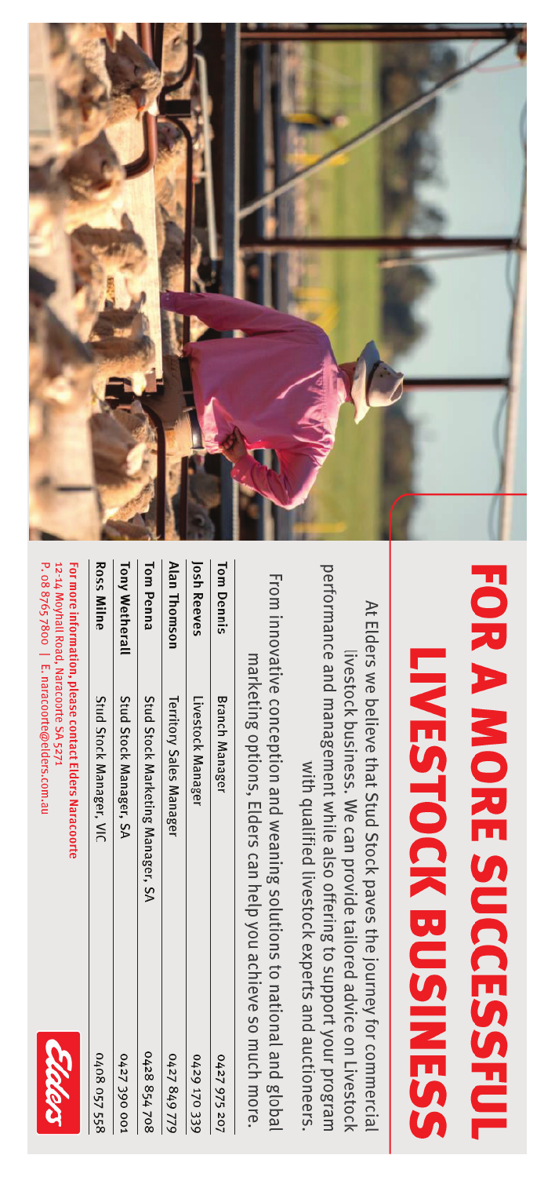# FOR A MORE SUCCESSFUL LIVESTOCK BUSINESS

At Elders we believe that Stud Stock paves the journey for commercial livestock business. We can provide tailored advice on Livestock performance and management while also offering to support your program with qualified livestock experts and auctioneers.

From innovative conception and weaning solutions to national and global marketing options, Elders can help you achieve so much more.

| | | |
|---|---|---|
| **Tom Dennis** | Branch Manager | 0427 975 207 |
| **Josh Reeves** | Livestock Manager | 0429 170 339 |
| **Alan Thomson** | Territory Sales Manager | 0427 849 779 |
| **Tom Penna** | Stud Stock Marketing Manager, SA | 0428 854 708 |
| **Tony Wetherall** | Stud Stock Manager, SA | 0427 390 001 |
| **Ross Milne** | Stud Stock Manager, VIC | 0408 057 558 |

**For more information, please contact Elders Naracoorte**
12-14 Moyhall Road, Naracoorte SA 5271
P. 08 8765 7800 | E. naracoorte@elders.com.au

Elders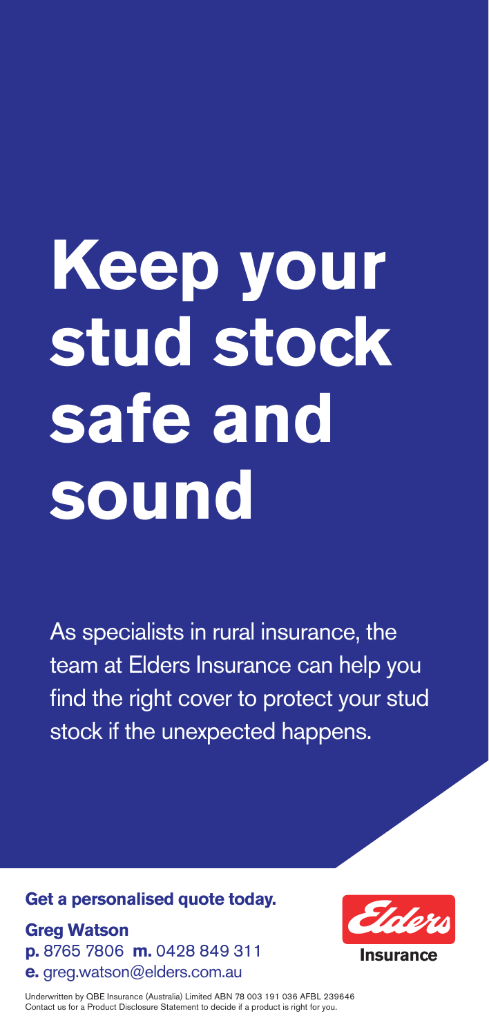# Keep your stud stock safe and sound

As specialists in rural insurance, the team at Elders Insurance can help you find the right cover to protect your stud stock if the unexpected happens.

**Get a personalised quote today.**

**Greg Watson**
**p.** 8765 7806 **m.** 0428 849 311
**e.** greg.watson@elders.com.au

Elders Insurance

Underwritten by QBE Insurance (Australia) Limited ABN 78 003 191 036 AFBL 239646
Contact us for a Product Disclosure Statement to decide if a product is right for you.